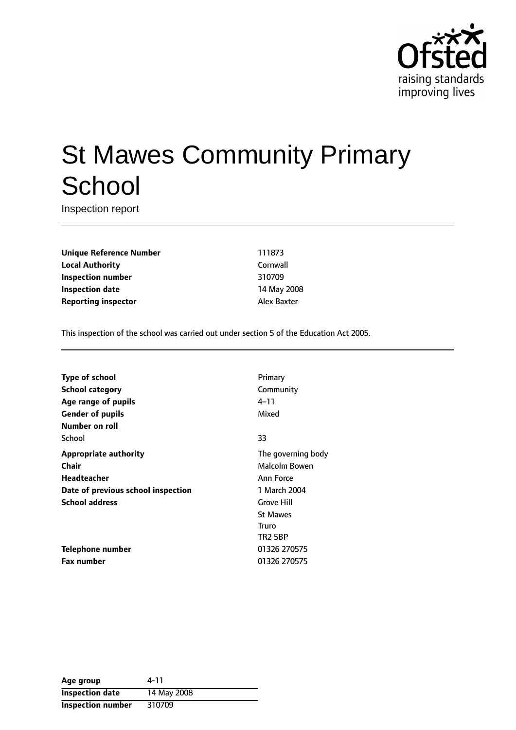Ofsted
raising standards
improving lives

# St Mawes Community Primary School

Inspection report

| | |
|---|---|
| **Unique Reference Number** | 111873 |
| **Local Authority** | Cornwall |
| **Inspection number** | 310709 |
| **Inspection date** | 14 May 2008 |
| **Reporting inspector** | Alex Baxter |

This inspection of the school was carried out under section 5 of the Education Act 2005.

| | |
|---|---|
| **Type of school** | Primary |
| **School category** | Community |
| **Age range of pupils** | 4–11 |
| **Gender of pupils** | Mixed |
| **Number on roll** | |
| School | 33 |
| **Appropriate authority** | The governing body |
| **Chair** | Malcolm Bowen |
| **Headteacher** | Ann Force |
| **Date of previous school inspection** | 1 March 2004 |
| **School address** | Grove Hill<br>St Mawes<br>Truro<br>TR2 5BP |
| **Telephone number** | 01326 270575 |
| **Fax number** | 01326 270575 |

| | |
|---|---|
| **Age group** | 4-11 |
| **Inspection date** | 14 May 2008 |
| **Inspection number** | 310709 |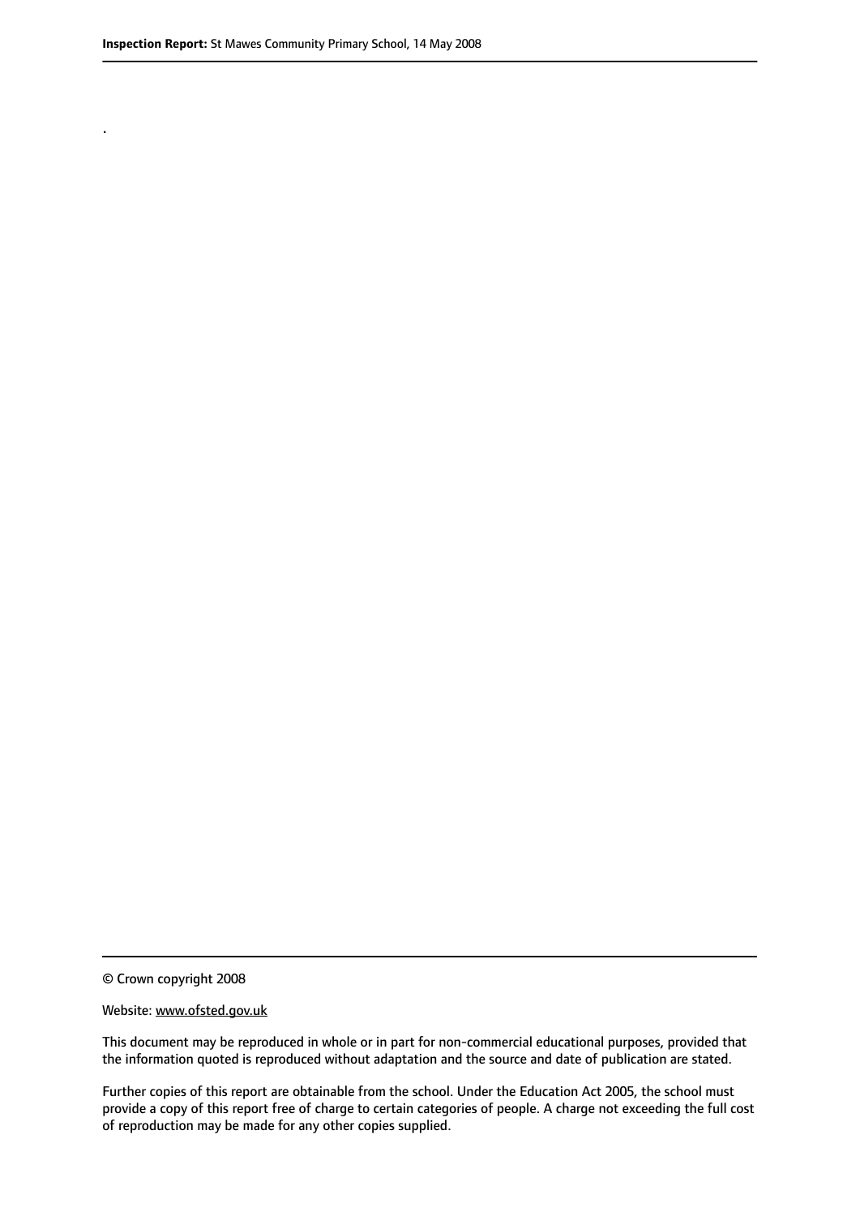.

© Crown copyright 2008

Website: www.ofsted.gov.uk

This document may be reproduced in whole or in part for non-commercial educational purposes, provided that the information quoted is reproduced without adaptation and the source and date of publication are stated.

Further copies of this report are obtainable from the school. Under the Education Act 2005, the school must provide a copy of this report free of charge to certain categories of people. A charge not exceeding the full cost of reproduction may be made for any other copies supplied.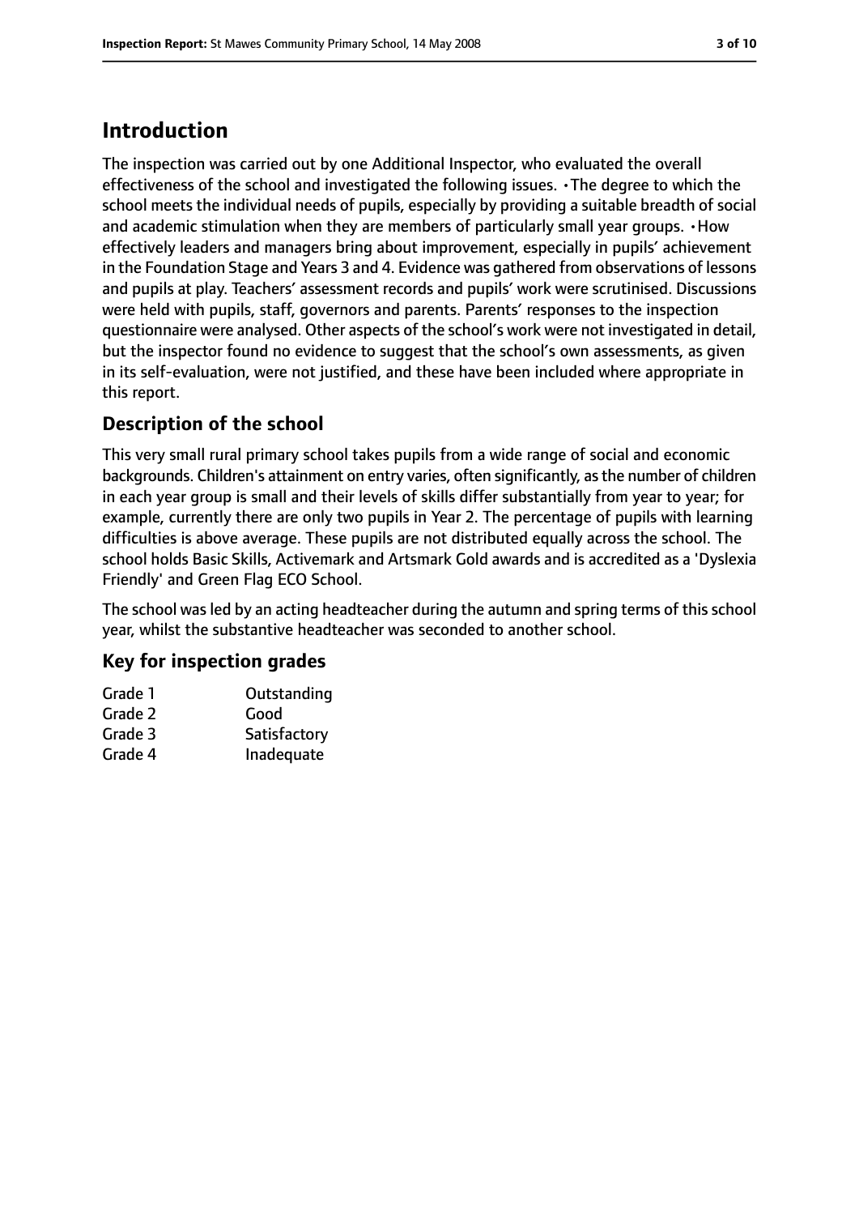# Introduction

The inspection was carried out by one Additional Inspector, who evaluated the overall effectiveness of the school and investigated the following issues. •The degree to which the school meets the individual needs of pupils, especially by providing a suitable breadth of social and academic stimulation when they are members of particularly small year groups. •How effectively leaders and managers bring about improvement, especially in pupils' achievement in the Foundation Stage and Years 3 and 4. Evidence was gathered from observations of lessons and pupils at play. Teachers' assessment records and pupils' work were scrutinised. Discussions were held with pupils, staff, governors and parents. Parents' responses to the inspection questionnaire were analysed. Other aspects of the school's work were not investigated in detail, but the inspector found no evidence to suggest that the school's own assessments, as given in its self-evaluation, were not justified, and these have been included where appropriate in this report.

## Description of the school

This very small rural primary school takes pupils from a wide range of social and economic backgrounds. Children's attainment on entry varies, often significantly, as the number of children in each year group is small and their levels of skills differ substantially from year to year; for example, currently there are only two pupils in Year 2. The percentage of pupils with learning difficulties is above average. These pupils are not distributed equally across the school. The school holds Basic Skills, Activemark and Artsmark Gold awards and is accredited as a 'Dyslexia Friendly' and Green Flag ECO School.

The school was led by an acting headteacher during the autumn and spring terms of this school year, whilst the substantive headteacher was seconded to another school.

## Key for inspection grades

| Grade 1 | Outstanding |
|---|---|
| Grade 2 | Good |
| Grade 3 | Satisfactory |
| Grade 4 | Inadequate |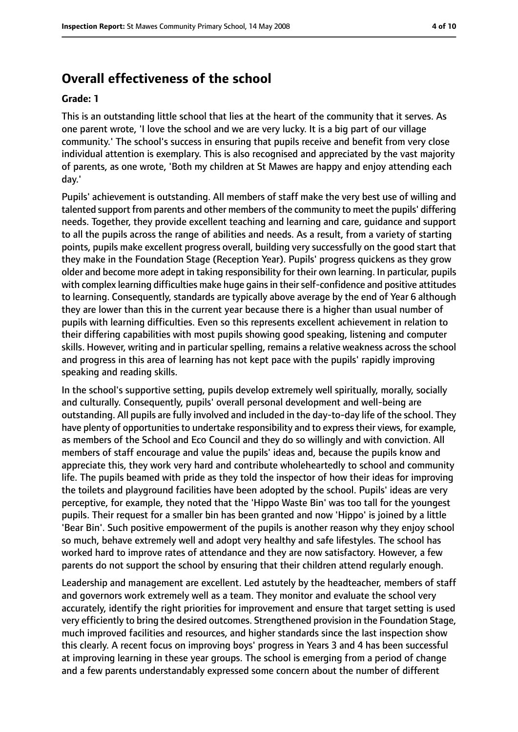## Overall effectiveness of the school

### Grade: 1

This is an outstanding little school that lies at the heart of the community that it serves. As one parent wrote, 'I love the school and we are very lucky. It is a big part of our village community.' The school's success in ensuring that pupils receive and benefit from very close individual attention is exemplary. This is also recognised and appreciated by the vast majority of parents, as one wrote, 'Both my children at St Mawes are happy and enjoy attending each day.'

Pupils' achievement is outstanding. All members of staff make the very best use of willing and talented support from parents and other members of the community to meet the pupils' differing needs. Together, they provide excellent teaching and learning and care, guidance and support to all the pupils across the range of abilities and needs. As a result, from a variety of starting points, pupils make excellent progress overall, building very successfully on the good start that they make in the Foundation Stage (Reception Year). Pupils' progress quickens as they grow older and become more adept in taking responsibility for their own learning. In particular, pupils with complex learning difficulties make huge gains in their self-confidence and positive attitudes to learning. Consequently, standards are typically above average by the end of Year 6 although they are lower than this in the current year because there is a higher than usual number of pupils with learning difficulties. Even so this represents excellent achievement in relation to their differing capabilities with most pupils showing good speaking, listening and computer skills. However, writing and in particular spelling, remains a relative weakness across the school and progress in this area of learning has not kept pace with the pupils' rapidly improving speaking and reading skills.

In the school's supportive setting, pupils develop extremely well spiritually, morally, socially and culturally. Consequently, pupils' overall personal development and well-being are outstanding. All pupils are fully involved and included in the day-to-day life of the school. They have plenty of opportunities to undertake responsibility and to express their views, for example, as members of the School and Eco Council and they do so willingly and with conviction. All members of staff encourage and value the pupils' ideas and, because the pupils know and appreciate this, they work very hard and contribute wholeheartedly to school and community life. The pupils beamed with pride as they told the inspector of how their ideas for improving the toilets and playground facilities have been adopted by the school. Pupils' ideas are very perceptive, for example, they noted that the 'Hippo Waste Bin' was too tall for the youngest pupils. Their request for a smaller bin has been granted and now 'Hippo' is joined by a little 'Bear Bin'. Such positive empowerment of the pupils is another reason why they enjoy school so much, behave extremely well and adopt very healthy and safe lifestyles. The school has worked hard to improve rates of attendance and they are now satisfactory. However, a few parents do not support the school by ensuring that their children attend regularly enough.

Leadership and management are excellent. Led astutely by the headteacher, members of staff and governors work extremely well as a team. They monitor and evaluate the school very accurately, identify the right priorities for improvement and ensure that target setting is used very efficiently to bring the desired outcomes. Strengthened provision in the Foundation Stage, much improved facilities and resources, and higher standards since the last inspection show this clearly. A recent focus on improving boys' progress in Years 3 and 4 has been successful at improving learning in these year groups. The school is emerging from a period of change and a few parents understandably expressed some concern about the number of different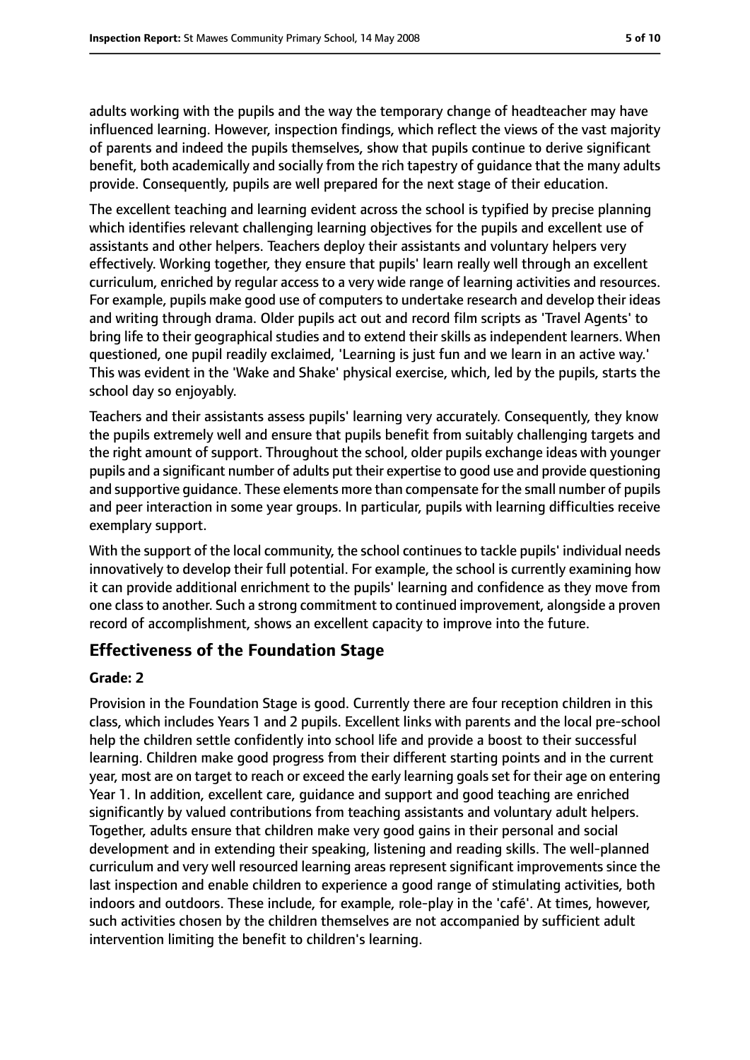adults working with the pupils and the way the temporary change of headteacher may have influenced learning. However, inspection findings, which reflect the views of the vast majority of parents and indeed the pupils themselves, show that pupils continue to derive significant benefit, both academically and socially from the rich tapestry of guidance that the many adults provide. Consequently, pupils are well prepared for the next stage of their education.

The excellent teaching and learning evident across the school is typified by precise planning which identifies relevant challenging learning objectives for the pupils and excellent use of assistants and other helpers. Teachers deploy their assistants and voluntary helpers very effectively. Working together, they ensure that pupils' learn really well through an excellent curriculum, enriched by regular access to a very wide range of learning activities and resources. For example, pupils make good use of computers to undertake research and develop their ideas and writing through drama. Older pupils act out and record film scripts as 'Travel Agents' to bring life to their geographical studies and to extend their skills as independent learners. When questioned, one pupil readily exclaimed, 'Learning is just fun and we learn in an active way.' This was evident in the 'Wake and Shake' physical exercise, which, led by the pupils, starts the school day so enjoyably.

Teachers and their assistants assess pupils' learning very accurately. Consequently, they know the pupils extremely well and ensure that pupils benefit from suitably challenging targets and the right amount of support. Throughout the school, older pupils exchange ideas with younger pupils and a significant number of adults put their expertise to good use and provide questioning and supportive guidance. These elements more than compensate for the small number of pupils and peer interaction in some year groups. In particular, pupils with learning difficulties receive exemplary support.

With the support of the local community, the school continues to tackle pupils' individual needs innovatively to develop their full potential. For example, the school is currently examining how it can provide additional enrichment to the pupils' learning and confidence as they move from one class to another. Such a strong commitment to continued improvement, alongside a proven record of accomplishment, shows an excellent capacity to improve into the future.

## Effectiveness of the Foundation Stage

### Grade: 2

Provision in the Foundation Stage is good. Currently there are four reception children in this class, which includes Years 1 and 2 pupils. Excellent links with parents and the local pre-school help the children settle confidently into school life and provide a boost to their successful learning. Children make good progress from their different starting points and in the current year, most are on target to reach or exceed the early learning goals set for their age on entering Year 1. In addition, excellent care, guidance and support and good teaching are enriched significantly by valued contributions from teaching assistants and voluntary adult helpers. Together, adults ensure that children make very good gains in their personal and social development and in extending their speaking, listening and reading skills. The well-planned curriculum and very well resourced learning areas represent significant improvements since the last inspection and enable children to experience a good range of stimulating activities, both indoors and outdoors. These include, for example, role-play in the 'café'. At times, however, such activities chosen by the children themselves are not accompanied by sufficient adult intervention limiting the benefit to children's learning.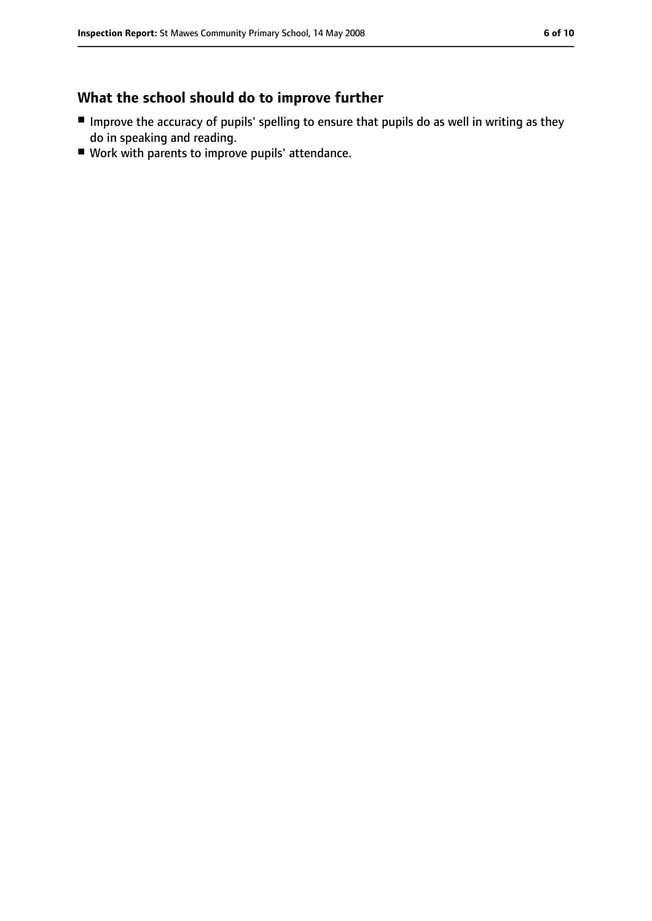## What the school should do to improve further

- Improve the accuracy of pupils' spelling to ensure that pupils do as well in writing as they do in speaking and reading.
- Work with parents to improve pupils' attendance.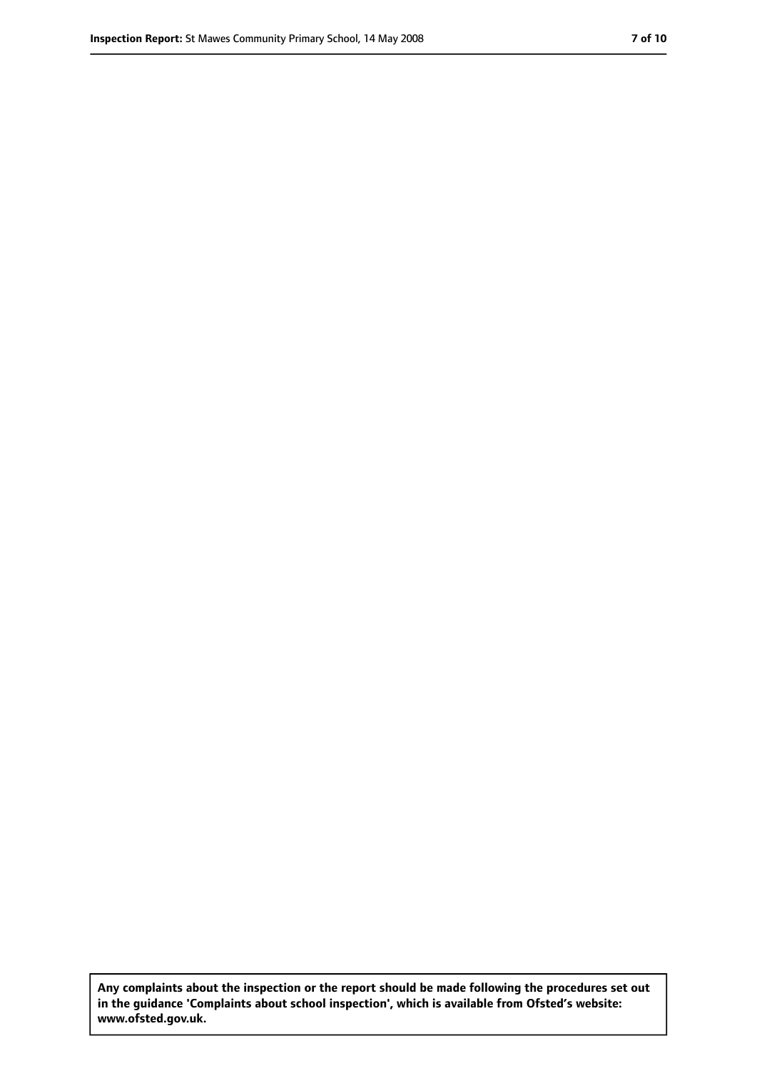**Any complaints about the inspection or the report should be made following the procedures set out in the guidance 'Complaints about school inspection', which is available from Ofsted's website: www.ofsted.gov.uk.**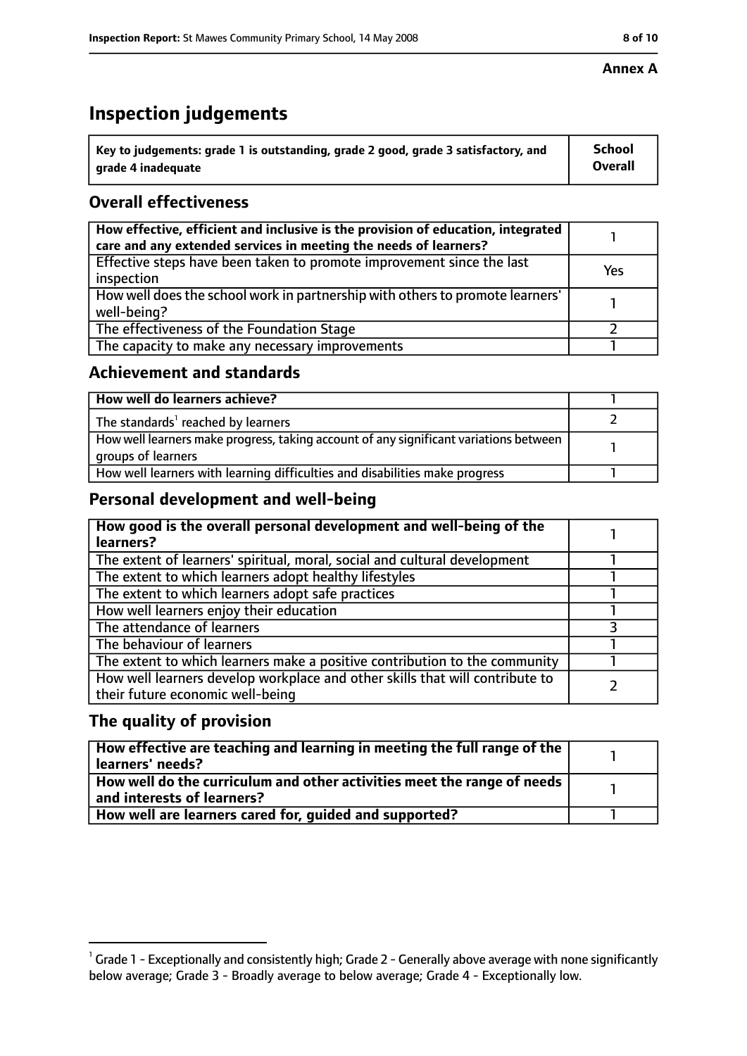**Annex A**

# Inspection judgements

| Key to judgements: grade 1 is outstanding, grade 2 good, grade 3 satisfactory, and grade 4 inadequate | School Overall |
|---|---|

## Overall effectiveness

| | |
|---|---|
| How effective, efficient and inclusive is the provision of education, integrated care and any extended services in meeting the needs of learners? | 1 |
| Effective steps have been taken to promote improvement since the last inspection | Yes |
| How well does the school work in partnership with others to promote learners' well-being? | 1 |
| The effectiveness of the Foundation Stage | 2 |
| The capacity to make any necessary improvements | 1 |

## Achievement and standards

| | |
|---|---|
| How well do learners achieve? | 1 |
| The standards[1] reached by learners | 2 |
| How well learners make progress, taking account of any significant variations between groups of learners | 1 |
| How well learners with learning difficulties and disabilities make progress | 1 |

## Personal development and well-being

| | |
|---|---|
| How good is the overall personal development and well-being of the learners? | 1 |
| The extent of learners' spiritual, moral, social and cultural development | 1 |
| The extent to which learners adopt healthy lifestyles | 1 |
| The extent to which learners adopt safe practices | 1 |
| How well learners enjoy their education | 1 |
| The attendance of learners | 3 |
| The behaviour of learners | 1 |
| The extent to which learners make a positive contribution to the community | 1 |
| How well learners develop workplace and other skills that will contribute to their future economic well-being | 2 |

## The quality of provision

| | |
|---|---|
| How effective are teaching and learning in meeting the full range of the learners' needs? | 1 |
| How well do the curriculum and other activities meet the range of needs and interests of learners? | 1 |
| How well are learners cared for, guided and supported? | 1 |

[1] Grade 1 - Exceptionally and consistently high; Grade 2 - Generally above average with none significantly below average; Grade 3 - Broadly average to below average; Grade 4 - Exceptionally low.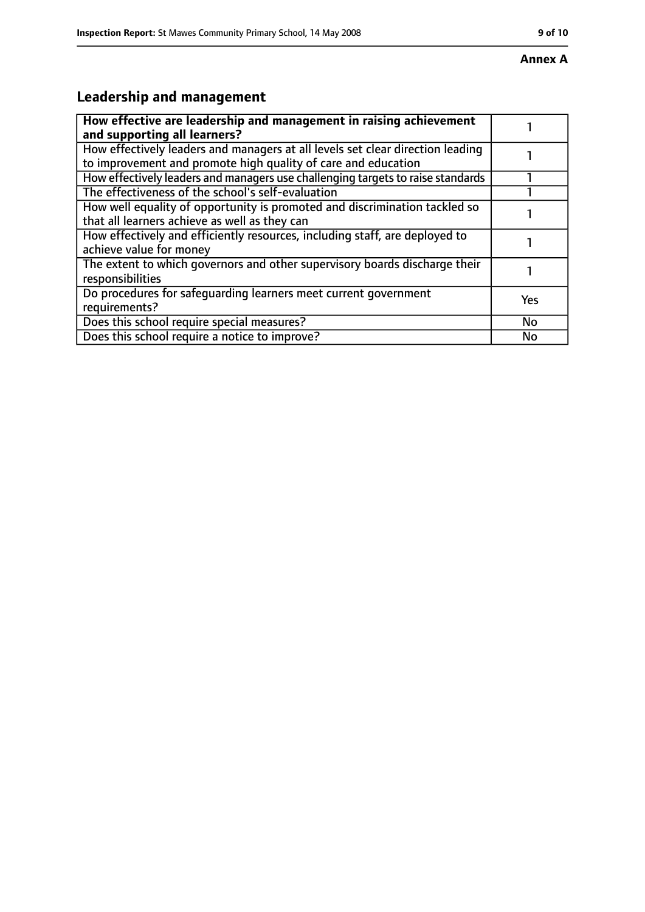**Annex A**

## Leadership and management

| How effective are leadership and management in raising achievement and supporting all learners? | 1 |
|---|---|
| How effectively leaders and managers at all levels set clear direction leading to improvement and promote high quality of care and education | 1 |
| How effectively leaders and managers use challenging targets to raise standards | 1 |
| The effectiveness of the school's self-evaluation | 1 |
| How well equality of opportunity is promoted and discrimination tackled so that all learners achieve as well as they can | 1 |
| How effectively and efficiently resources, including staff, are deployed to achieve value for money | 1 |
| The extent to which governors and other supervisory boards discharge their responsibilities | 1 |
| Do procedures for safeguarding learners meet current government requirements? | Yes |
| Does this school require special measures? | No |
| Does this school require a notice to improve? | No |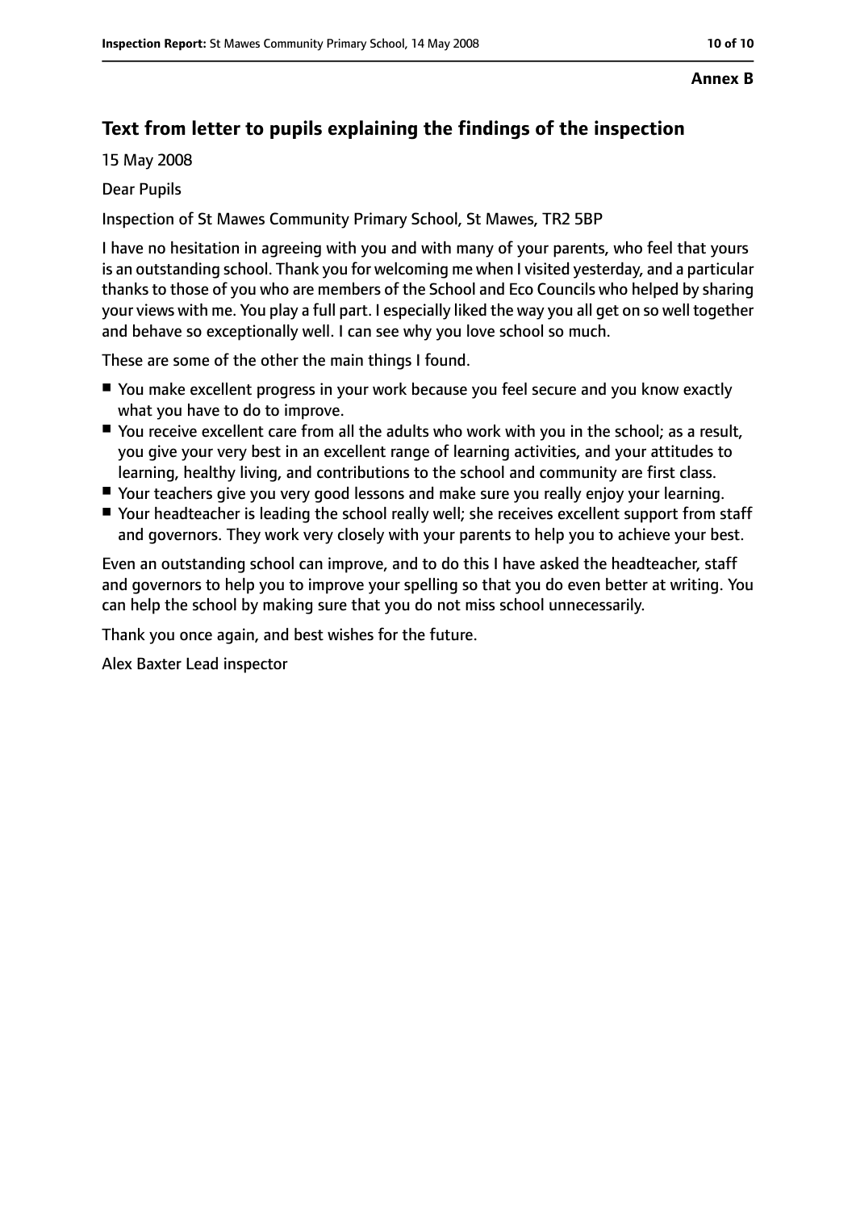**Annex B**

## Text from letter to pupils explaining the findings of the inspection

15 May 2008

Dear Pupils

Inspection of St Mawes Community Primary School, St Mawes, TR2 5BP

I have no hesitation in agreeing with you and with many of your parents, who feel that yours is an outstanding school. Thank you for welcoming me when I visited yesterday, and a particular thanks to those of you who are members of the School and Eco Councils who helped by sharing your views with me. You play a full part. I especially liked the way you all get on so well together and behave so exceptionally well. I can see why you love school so much.

These are some of the other the main things I found.

- You make excellent progress in your work because you feel secure and you know exactly what you have to do to improve.
- You receive excellent care from all the adults who work with you in the school; as a result, you give your very best in an excellent range of learning activities, and your attitudes to learning, healthy living, and contributions to the school and community are first class.
- Your teachers give you very good lessons and make sure you really enjoy your learning.
- Your headteacher is leading the school really well; she receives excellent support from staff and governors. They work very closely with your parents to help you to achieve your best.

Even an outstanding school can improve, and to do this I have asked the headteacher, staff and governors to help you to improve your spelling so that you do even better at writing. You can help the school by making sure that you do not miss school unnecessarily.

Thank you once again, and best wishes for the future.

Alex Baxter Lead inspector